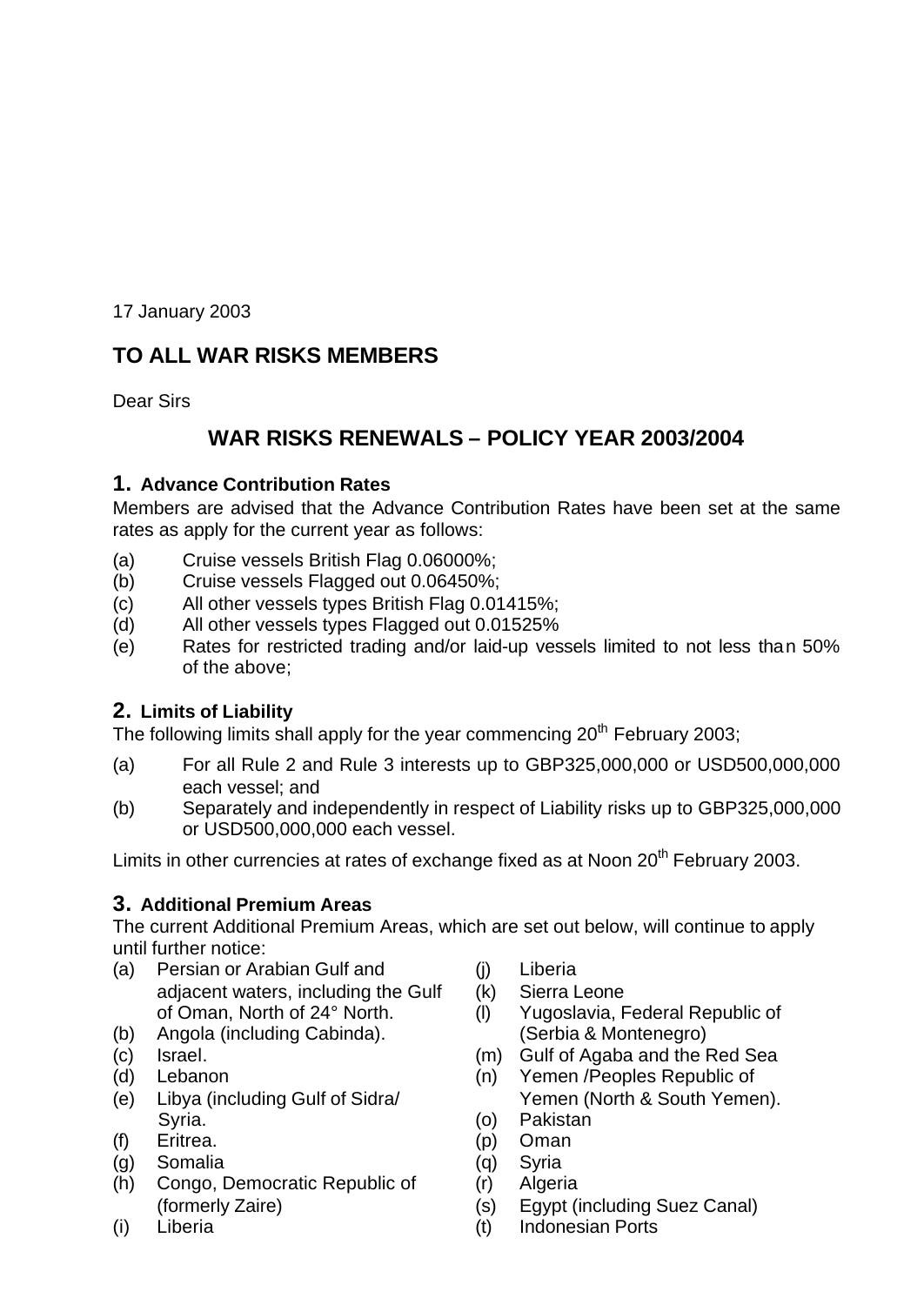17 January 2003

## TO ALL WAR RISKS MEMBERS

Dear Sirs

# WAR RISKS RENEWALS – POLICY YEAR 2003/2004

### 1. Advance Contribution Rates

Members are advised that the Advance Contribution Rates have been set at the same rates as apply for the current year as follows:

(a) Cruise vessels British Flag 0.06000%;
(b) Cruise vessels Flagged out 0.06450%;
(c) All other vessels types British Flag 0.01415%;
(d) All other vessels types Flagged out 0.01525%
(e) Rates for restricted trading and/or laid-up vessels limited to not less than 50% of the above;

### 2. Limits of Liability

The following limits shall apply for the year commencing 20th February 2003;

(a) For all Rule 2 and Rule 3 interests up to GBP325,000,000 or USD500,000,000 each vessel; and
(b) Separately and independently in respect of Liability risks up to GBP325,000,000 or USD500,000,000 each vessel.

Limits in other currencies at rates of exchange fixed as at Noon 20th February 2003.

### 3. Additional Premium Areas

The current Additional Premium Areas, which are set out below, will continue to apply until further notice:

(a) Persian or Arabian Gulf and adjacent waters, including the Gulf of Oman, North of 24° North.
(b) Angola (including Cabinda).
(c) Israel.
(d) Lebanon
(e) Libya (including Gulf of Sidra/ Syria.
(f) Eritrea.
(g) Somalia
(h) Congo, Democratic Republic of (formerly Zaire)
(i) Liberia
(j) Liberia
(k) Sierra Leone
(l) Yugoslavia, Federal Republic of (Serbia & Montenegro)
(m) Gulf of Agaba and the Red Sea
(n) Yemen /Peoples Republic of Yemen (North & South Yemen).
(o) Pakistan
(p) Oman
(q) Syria
(r) Algeria
(s) Egypt (including Suez Canal)
(t) Indonesian Ports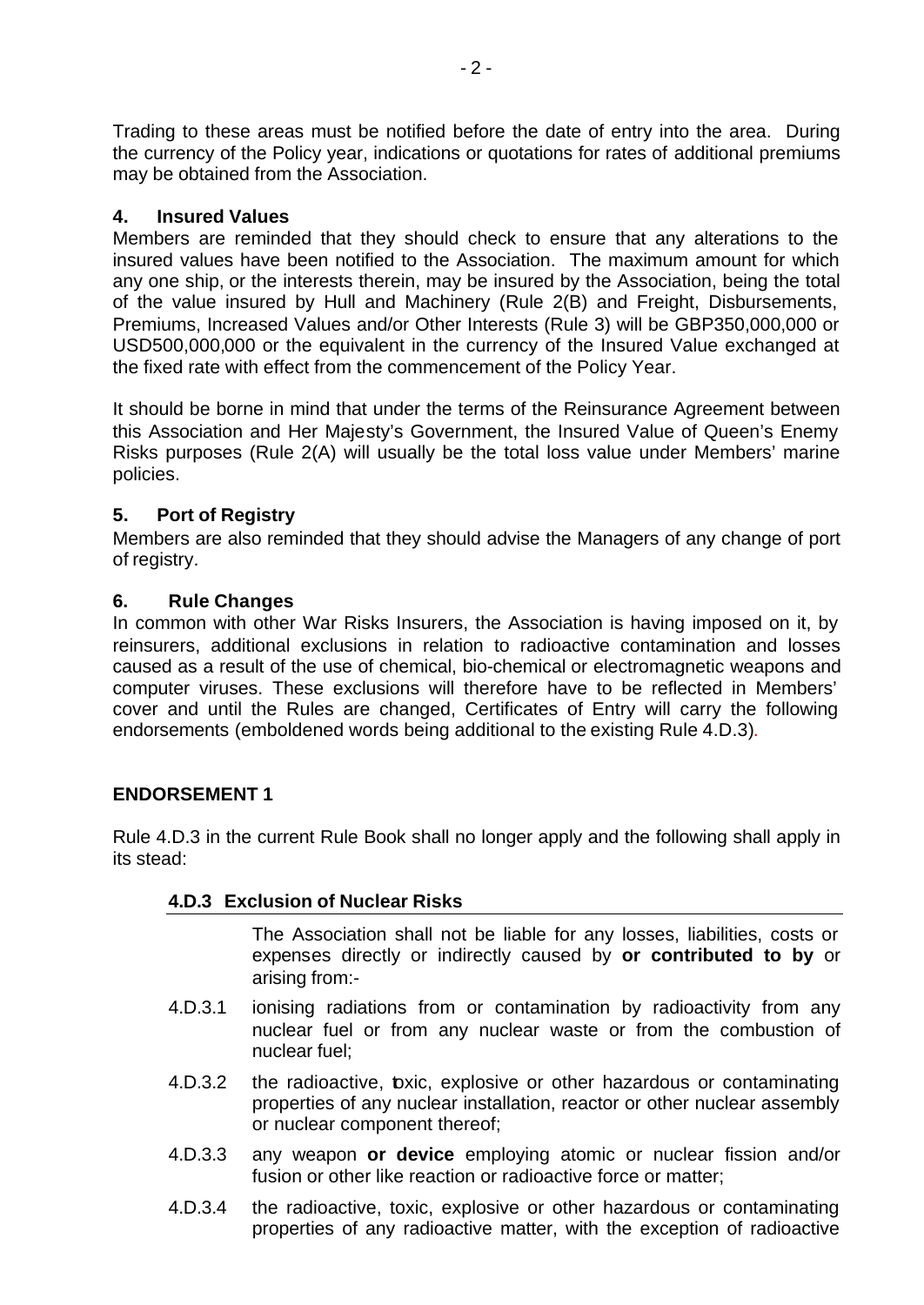Trading to these areas must be notified before the date of entry into the area. During the currency of the Policy year, indications or quotations for rates of additional premiums may be obtained from the Association.

### 4. Insured Values

Members are reminded that they should check to ensure that any alterations to the insured values have been notified to the Association. The maximum amount for which any one ship, or the interests therein, may be insured by the Association, being the total of the value insured by Hull and Machinery (Rule 2(B) and Freight, Disbursements, Premiums, Increased Values and/or Other Interests (Rule 3) will be GBP350,000,000 or USD500,000,000 or the equivalent in the currency of the Insured Value exchanged at the fixed rate with effect from the commencement of the Policy Year.

It should be borne in mind that under the terms of the Reinsurance Agreement between this Association and Her Majesty's Government, the Insured Value of Queen's Enemy Risks purposes (Rule 2(A) will usually be the total loss value under Members' marine policies.

### 5. Port of Registry

Members are also reminded that they should advise the Managers of any change of port of registry.

### 6. Rule Changes

In common with other War Risks Insurers, the Association is having imposed on it, by reinsurers, additional exclusions in relation to radioactive contamination and losses caused as a result of the use of chemical, bio-chemical or electromagnetic weapons and computer viruses. These exclusions will therefore have to be reflected in Members' cover and until the Rules are changed, Certificates of Entry will carry the following endorsements (emboldened words being additional to the existing Rule 4.D.3).

### ENDORSEMENT 1

Rule 4.D.3 in the current Rule Book shall no longer apply and the following shall apply in its stead:

#### 4.D.3 Exclusion of Nuclear Risks

The Association shall not be liable for any losses, liabilities, costs or expenses directly or indirectly caused by **or contributed to by** or arising from:-

4.D.3.1 ionising radiations from or contamination by radioactivity from any nuclear fuel or from any nuclear waste or from the combustion of nuclear fuel;

4.D.3.2 the radioactive, toxic, explosive or other hazardous or contaminating properties of any nuclear installation, reactor or other nuclear assembly or nuclear component thereof;

4.D.3.3 any weapon **or device** employing atomic or nuclear fission and/or fusion or other like reaction or radioactive force or matter;

4.D.3.4 the radioactive, toxic, explosive or other hazardous or contaminating properties of any radioactive matter, with the exception of radioactive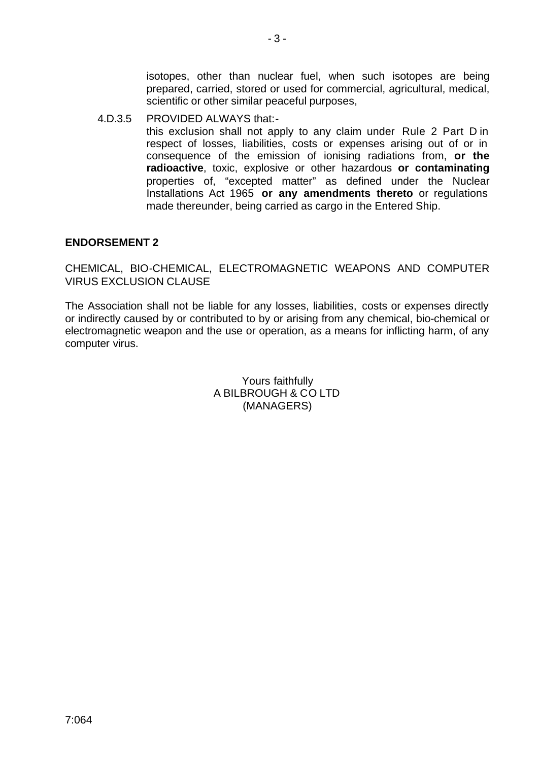isotopes, other than nuclear fuel, when such isotopes are being prepared, carried, stored or used for commercial, agricultural, medical, scientific or other similar peaceful purposes,

4.D.3.5 PROVIDED ALWAYS that:-
this exclusion shall not apply to any claim under Rule 2 Part D in respect of losses, liabilities, costs or expenses arising out of or in consequence of the emission of ionising radiations from, **or the radioactive**, toxic, explosive or other hazardous **or contaminating** properties of, "excepted matter" as defined under the Nuclear Installations Act 1965 **or any amendments thereto** or regulations made thereunder, being carried as cargo in the Entered Ship.

**ENDORSEMENT 2**

CHEMICAL, BIO-CHEMICAL, ELECTROMAGNETIC WEAPONS AND COMPUTER VIRUS EXCLUSION CLAUSE

The Association shall not be liable for any losses, liabilities, costs or expenses directly or indirectly caused by or contributed to by or arising from any chemical, bio-chemical or electromagnetic weapon and the use or operation, as a means for inflicting harm, of any computer virus.

Yours faithfully
A BILBROUGH & CO LTD
(MANAGERS)

7:064